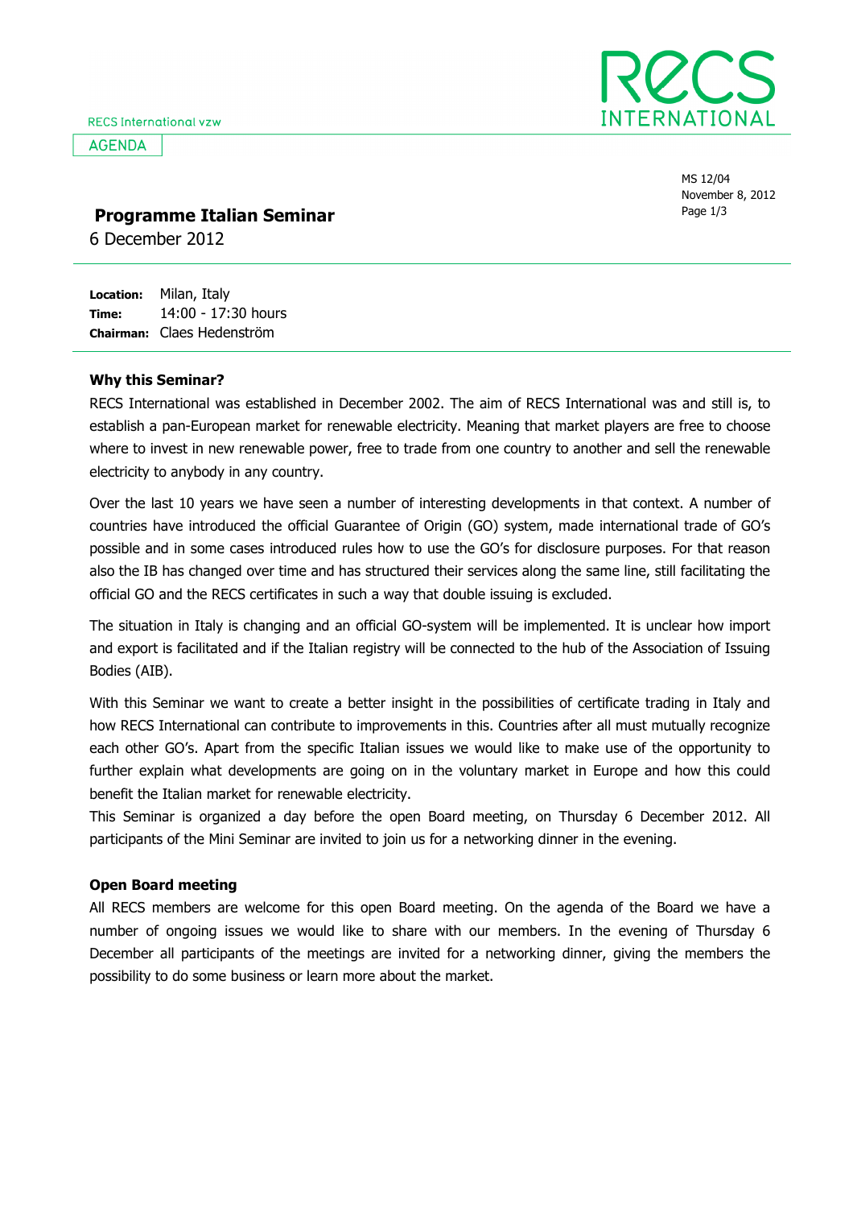RECS International vzw

AGENDA

MS 12/04
November 8, 2012

# Programme Italian Seminar

6 December 2012

**Location:** Milan, Italy
**Time:** 14:00 - 17:30 hours
**Chairman:** Claes Hedenström

### Why this Seminar?

RECS International was established in December 2002. The aim of RECS International was and still is, to establish a pan-European market for renewable electricity. Meaning that market players are free to choose where to invest in new renewable power, free to trade from one country to another and sell the renewable electricity to anybody in any country.

Over the last 10 years we have seen a number of interesting developments in that context. A number of countries have introduced the official Guarantee of Origin (GO) system, made international trade of GO's possible and in some cases introduced rules how to use the GO's for disclosure purposes. For that reason also the IB has changed over time and has structured their services along the same line, still facilitating the official GO and the RECS certificates in such a way that double issuing is excluded.

The situation in Italy is changing and an official GO-system will be implemented. It is unclear how import and export is facilitated and if the Italian registry will be connected to the hub of the Association of Issuing Bodies (AIB).

With this Seminar we want to create a better insight in the possibilities of certificate trading in Italy and how RECS International can contribute to improvements in this. Countries after all must mutually recognize each other GO's. Apart from the specific Italian issues we would like to make use of the opportunity to further explain what developments are going on in the voluntary market in Europe and how this could benefit the Italian market for renewable electricity.
This Seminar is organized a day before the open Board meeting, on Thursday 6 December 2012. All participants of the Mini Seminar are invited to join us for a networking dinner in the evening.

### Open Board meeting

All RECS members are welcome for this open Board meeting. On the agenda of the Board we have a number of ongoing issues we would like to share with our members. In the evening of Thursday 6 December all participants of the meetings are invited for a networking dinner, giving the members the possibility to do some business or learn more about the market.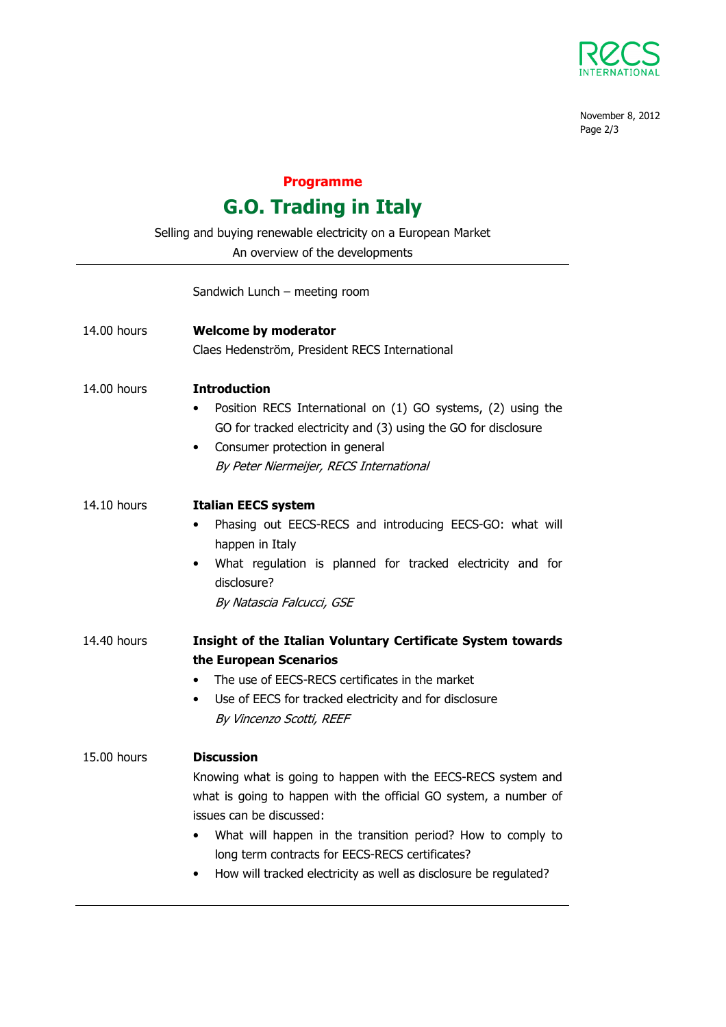**Programme**

# G.O. Trading in Italy

Selling and buying renewable electricity on a European Market

An overview of the developments

---

Sandwich Lunch – meeting room

14.00 hours **Welcome by moderator**

Claes Hedenström, President RECS International

14.00 hours **Introduction**

- Position RECS International on (1) GO systems, (2) using the GO for tracked electricity and (3) using the GO for disclosure
- Consumer protection in general

  *By Peter Niermeijer, RECS International*

14.10 hours **Italian EECS system**

- Phasing out EECS-RECS and introducing EECS-GO: what will happen in Italy
- What regulation is planned for tracked electricity and for disclosure?

  *By Natascia Falcucci, GSE*

14.40 hours **Insight of the Italian Voluntary Certificate System towards the European Scenarios**

- The use of EECS-RECS certificates in the market
- Use of EECS for tracked electricity and for disclosure

  *By Vincenzo Scotti, REEF*

15.00 hours **Discussion**

Knowing what is going to happen with the EECS-RECS system and what is going to happen with the official GO system, a number of issues can be discussed:

- What will happen in the transition period? How to comply to long term contracts for EECS-RECS certificates?
- How will tracked electricity as well as disclosure be regulated?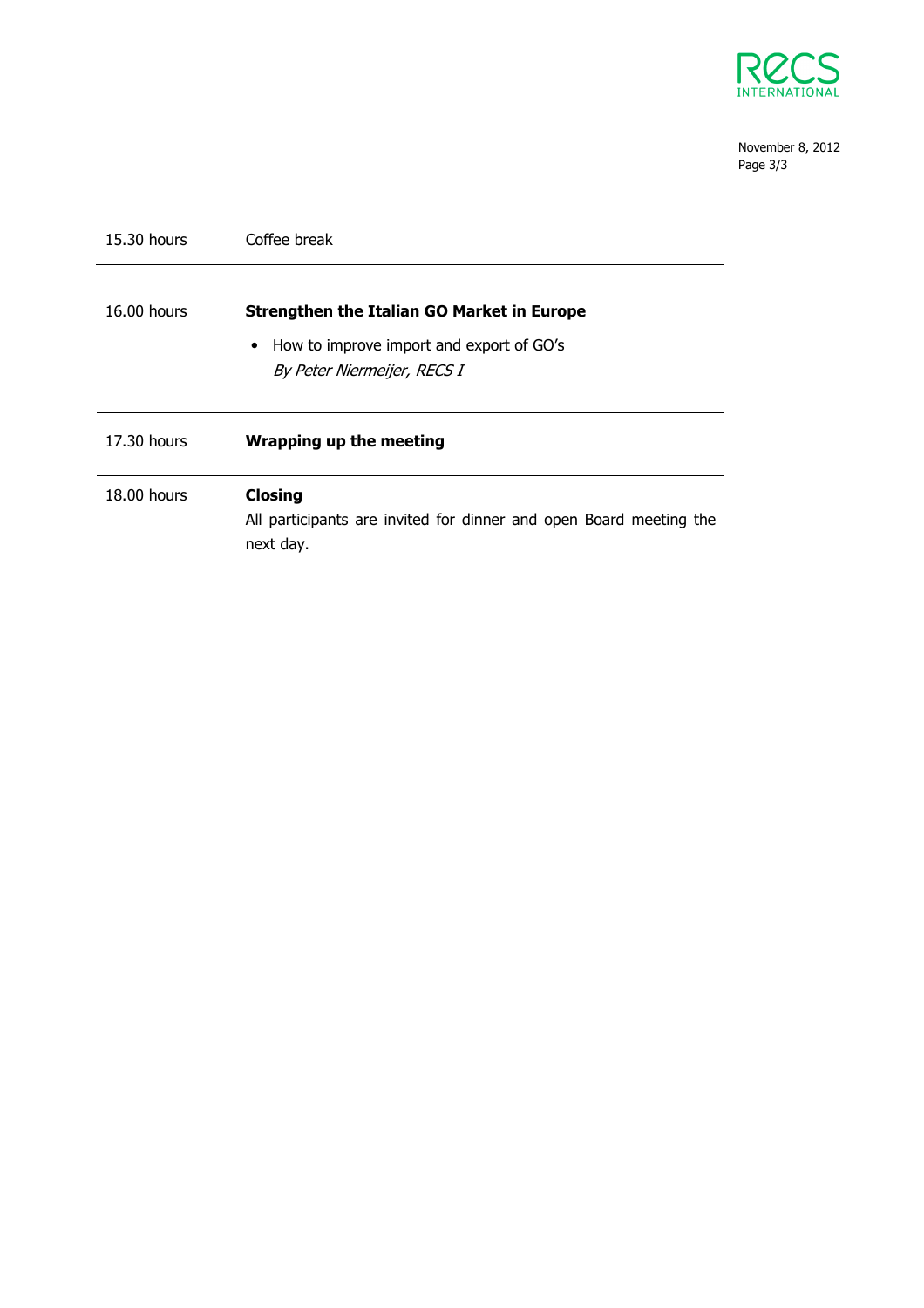| | |
|---|---|
| 15.30 hours | Coffee break |
| 16.00 hours | **Strengthen the Italian GO Market in Europe**<br>• How to improve import and export of GO's<br>*By Peter Niermeijer, RECS I* |
| 17.30 hours | **Wrapping up the meeting** |
| 18.00 hours | **Closing**<br>All participants are invited for dinner and open Board meeting the next day. |